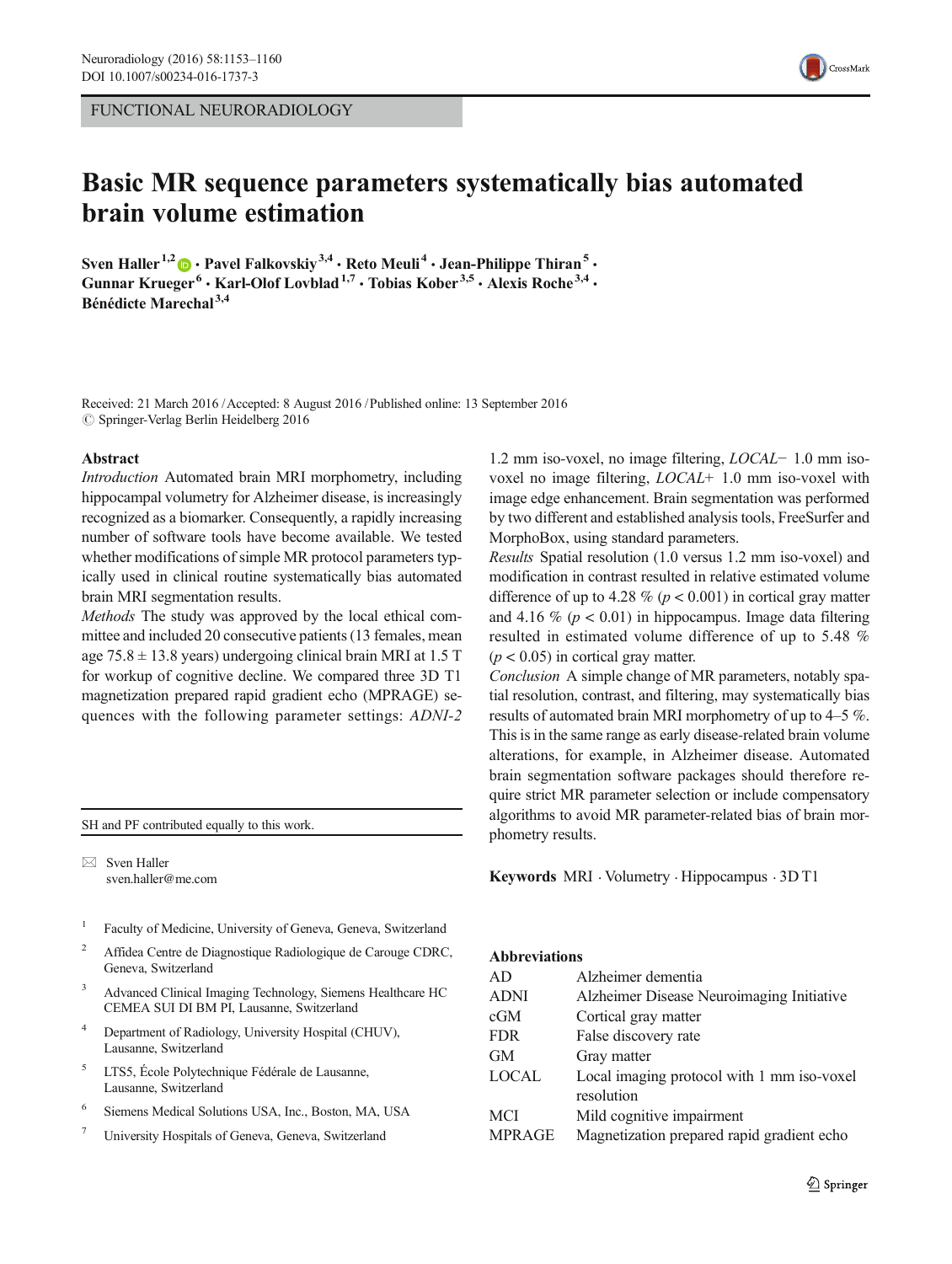FUNCTIONAL NEURORADIOLOGY

# Basic MR sequence parameters systematically bias automated brain volume estimation

**Sven Haller**[1,2] **· Pavel Falkovskiy**[3,4] **· Reto Meuli**[4] **· Jean-Philippe Thiran**[5] **· Gunnar Krueger**[6] **· Karl-Olof Lovblad**[1,7] **· Tobias Kober**[3,5] **· Alexis Roche**[3,4] **· Bénédicte Marechal**[3,4]

Received: 21 March 2016 / Accepted: 8 August 2016 / Published online: 13 September 2016
© Springer-Verlag Berlin Heidelberg 2016

## Abstract

*Introduction* Automated brain MRI morphometry, including hippocampal volumetry for Alzheimer disease, is increasingly recognized as a biomarker. Consequently, a rapidly increasing number of software tools have become available. We tested whether modifications of simple MR protocol parameters typically used in clinical routine systematically bias automated brain MRI segmentation results.

*Methods* The study was approved by the local ethical committee and included 20 consecutive patients (13 females, mean age 75.8 ± 13.8 years) undergoing clinical brain MRI at 1.5 T for workup of cognitive decline. We compared three 3D T1 magnetization prepared rapid gradient echo (MPRAGE) sequences with the following parameter settings: *ADNI-2* 1.2 mm iso-voxel, no image filtering, *LOCAL−* 1.0 mm iso-voxel no image filtering, *LOCAL+* 1.0 mm iso-voxel with image edge enhancement. Brain segmentation was performed by two different and established analysis tools, FreeSurfer and MorphoBox, using standard parameters.

*Results* Spatial resolution (1.0 versus 1.2 mm iso-voxel) and modification in contrast resulted in relative estimated volume difference of up to 4.28 % ($p < 0.001$) in cortical gray matter and 4.16 % ($p < 0.01$) in hippocampus. Image data filtering resulted in estimated volume difference of up to 5.48 % ($p < 0.05$) in cortical gray matter.

*Conclusion* A simple change of MR parameters, notably spatial resolution, contrast, and filtering, may systematically bias results of automated brain MRI morphometry of up to 4–5 %. This is in the same range as early disease-related brain volume alterations, for example, in Alzheimer disease. Automated brain segmentation software packages should therefore require strict MR parameter selection or include compensatory algorithms to avoid MR parameter-related bias of brain morphometry results.

**Keywords** MRI · Volumetry · Hippocampus · 3D T1

SH and PF contributed equally to this work.

✉ Sven Haller
sven.haller@me.com

1. Faculty of Medicine, University of Geneva, Geneva, Switzerland
2. Affidea Centre de Diagnostique Radiologique de Carouge CDRC, Geneva, Switzerland
3. Advanced Clinical Imaging Technology, Siemens Healthcare HC CEMEA SUI DI BM PI, Lausanne, Switzerland
4. Department of Radiology, University Hospital (CHUV), Lausanne, Switzerland
5. LTS5, École Polytechnique Fédérale de Lausanne, Lausanne, Switzerland
6. Siemens Medical Solutions USA, Inc., Boston, MA, USA
7. University Hospitals of Geneva, Geneva, Switzerland

## Abbreviations

| | |
|---|---|
| AD | Alzheimer dementia |
| ADNI | Alzheimer Disease Neuroimaging Initiative |
| cGM | Cortical gray matter |
| FDR | False discovery rate |
| GM | Gray matter |
| LOCAL | Local imaging protocol with 1 mm iso-voxel resolution |
| MCI | Mild cognitive impairment |
| MPRAGE | Magnetization prepared rapid gradient echo |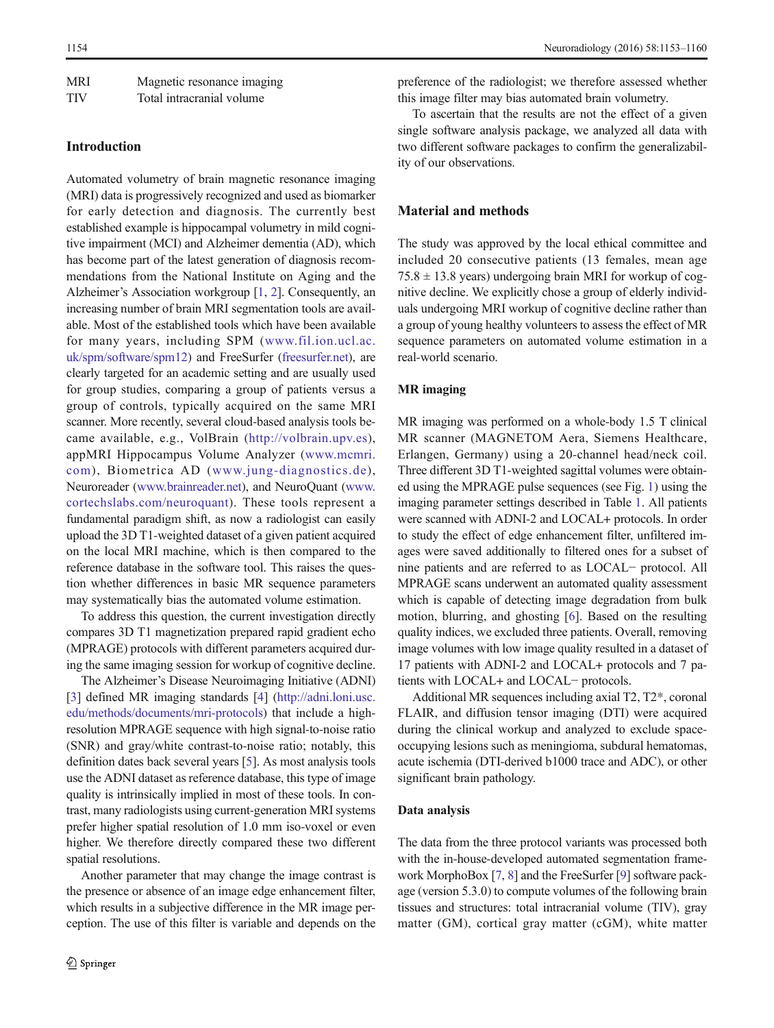| | |
|---|---|
| MRI | Magnetic resonance imaging |
| TIV | Total intracranial volume |

## Introduction

Automated volumetry of brain magnetic resonance imaging (MRI) data is progressively recognized and used as biomarker for early detection and diagnosis. The currently best established example is hippocampal volumetry in mild cognitive impairment (MCI) and Alzheimer dementia (AD), which has become part of the latest generation of diagnosis recommendations from the National Institute on Aging and the Alzheimer's Association workgroup [1, 2]. Consequently, an increasing number of brain MRI segmentation tools are available. Most of the established tools which have been available for many years, including SPM (www.fil.ion.ucl.ac.uk/spm/software/spm12) and FreeSurfer (freesurfer.net), are clearly targeted for an academic setting and are usually used for group studies, comparing a group of patients versus a group of controls, typically acquired on the same MRI scanner. More recently, several cloud-based analysis tools became available, e.g., VolBrain (http://volbrain.upv.es), appMRI Hippocampus Volume Analyzer (www.mcmri.com), Biometrica AD (www.jung-diagnostics.de), Neuroreader (www.brainreader.net), and NeuroQuant (www.cortechslabs.com/neuroquant). These tools represent a fundamental paradigm shift, as now a radiologist can easily upload the 3D T1-weighted dataset of a given patient acquired on the local MRI machine, which is then compared to the reference database in the software tool. This raises the question whether differences in basic MR sequence parameters may systematically bias the automated volume estimation.

To address this question, the current investigation directly compares 3D T1 magnetization prepared rapid gradient echo (MPRAGE) protocols with different parameters acquired during the same imaging session for workup of cognitive decline.

The Alzheimer's Disease Neuroimaging Initiative (ADNI) [3] defined MR imaging standards [4] (http://adni.loni.usc.edu/methods/documents/mri-protocols) that include a high-resolution MPRAGE sequence with high signal-to-noise ratio (SNR) and gray/white contrast-to-noise ratio; notably, this definition dates back several years [5]. As most analysis tools use the ADNI dataset as reference database, this type of image quality is intrinsically implied in most of these tools. In contrast, many radiologists using current-generation MRI systems prefer higher spatial resolution of 1.0 mm iso-voxel or even higher. We therefore directly compared these two different spatial resolutions.

Another parameter that may change the image contrast is the presence or absence of an image edge enhancement filter, which results in a subjective difference in the MR image perception. The use of this filter is variable and depends on the preference of the radiologist; we therefore assessed whether this image filter may bias automated brain volumetry.

To ascertain that the results are not the effect of a given single software analysis package, we analyzed all data with two different software packages to confirm the generalizability of our observations.

## Material and methods

The study was approved by the local ethical committee and included 20 consecutive patients (13 females, mean age 75.8 ± 13.8 years) undergoing brain MRI for workup of cognitive decline. We explicitly chose a group of elderly individuals undergoing MRI workup of cognitive decline rather than a group of young healthy volunteers to assess the effect of MR sequence parameters on automated volume estimation in a real-world scenario.

### MR imaging

MR imaging was performed on a whole-body 1.5 T clinical MR scanner (MAGNETOM Aera, Siemens Healthcare, Erlangen, Germany) using a 20-channel head/neck coil. Three different 3D T1-weighted sagittal volumes were obtained using the MPRAGE pulse sequences (see Fig. 1) using the imaging parameter settings described in Table 1. All patients were scanned with ADNI-2 and LOCAL+ protocols. In order to study the effect of edge enhancement filter, unfiltered images were saved additionally to filtered ones for a subset of nine patients and are referred to as LOCAL− protocol. All MPRAGE scans underwent an automated quality assessment which is capable of detecting image degradation from bulk motion, blurring, and ghosting [6]. Based on the resulting quality indices, we excluded three patients. Overall, removing image volumes with low image quality resulted in a dataset of 17 patients with ADNI-2 and LOCAL+ protocols and 7 patients with LOCAL+ and LOCAL− protocols.

Additional MR sequences including axial T2, T2*, coronal FLAIR, and diffusion tensor imaging (DTI) were acquired during the clinical workup and analyzed to exclude space-occupying lesions such as meningioma, subdural hematomas, acute ischemia (DTI-derived b1000 trace and ADC), or other significant brain pathology.

### Data analysis

The data from the three protocol variants was processed both with the in-house-developed automated segmentation framework MorphoBox [7, 8] and the FreeSurfer [9] software package (version 5.3.0) to compute volumes of the following brain tissues and structures: total intracranial volume (TIV), gray matter (GM), cortical gray matter (cGM), white matter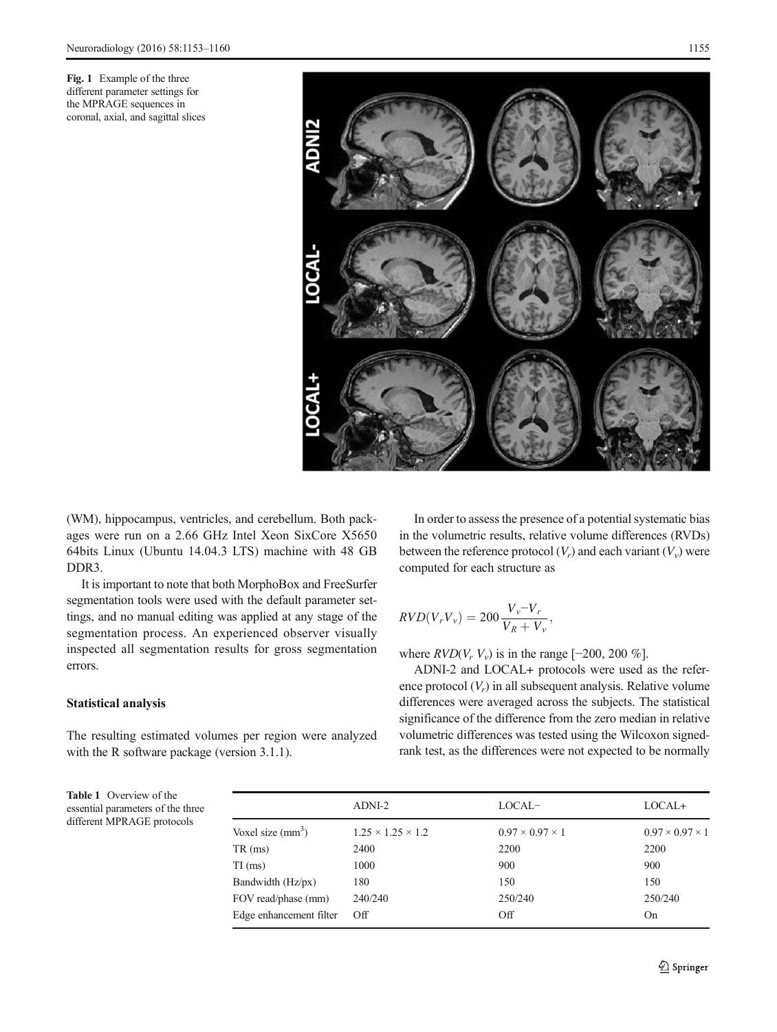Fig. 1 Example of the three different parameter settings for the MPRAGE sequences in coronal, axial, and sagittal slices

(WM), hippocampus, ventricles, and cerebellum. Both packages were run on a 2.66 GHz Intel Xeon SixCore X5650 64bits Linux (Ubuntu 14.04.3 LTS) machine with 48 GB DDR3.

It is important to note that both MorphoBox and FreeSurfer segmentation tools were used with the default parameter settings, and no manual editing was applied at any stage of the segmentation process. An experienced observer visually inspected all segmentation results for gross segmentation errors.

### Statistical analysis

The resulting estimated volumes per region were analyzed with the R software package (version 3.1.1).

In order to assess the presence of a potential systematic bias in the volumetric results, relative volume differences (RVDs) between the reference protocol ($V_r$) and each variant ($V_v$) were computed for each structure as

$$RVD(V_r V_v) = 200\frac{V_v - V_r}{V_R + V_v},$$

where $RVD(V_r\ V_v)$ is in the range [−200, 200 %].

ADNI-2 and LOCAL+ protocols were used as the reference protocol ($V_r$) in all subsequent analysis. Relative volume differences were averaged across the subjects. The statistical significance of the difference from the zero median in relative volumetric differences was tested using the Wilcoxon signed-rank test, as the differences were not expected to be normally

Table 1 Overview of the essential parameters of the three different MPRAGE protocols

| | ADNI-2 | LOCAL− | LOCAL+ |
|---|---|---|---|
| Voxel size (mm$^3$) | 1.25 × 1.25 × 1.2 | 0.97 × 0.97 × 1 | 0.97 × 0.97 × 1 |
| TR (ms) | 2400 | 2200 | 2200 |
| TI (ms) | 1000 | 900 | 900 |
| Bandwidth (Hz/px) | 180 | 150 | 150 |
| FOV read/phase (mm) | 240/240 | 250/240 | 250/240 |
| Edge enhancement filter | Off | Off | On |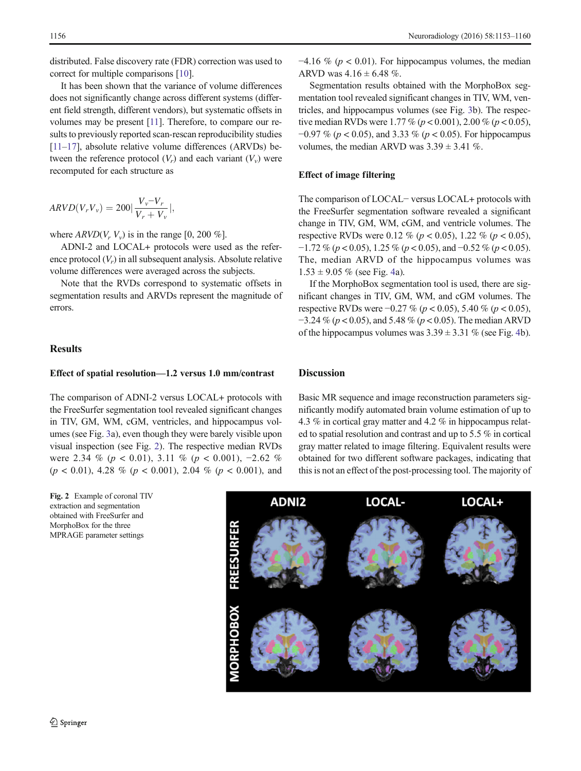distributed. False discovery rate (FDR) correction was used to correct for multiple comparisons [10].

It has been shown that the variance of volume differences does not significantly change across different systems (different field strength, different vendors), but systematic offsets in volumes may be present [11]. Therefore, to compare our results to previously reported scan-rescan reproducibility studies [11–17], absolute relative volume differences (ARVDs) between the reference protocol ($V_r$) and each variant ($V_v$) were recomputed for each structure as

$$ARVD(V_r V_v) = 200\left|\frac{V_v - V_r}{V_r + V_v}\right|,$$

where $ARVD(V_r\ V_v)$ is in the range [0, 200 %].

ADNI-2 and LOCAL+ protocols were used as the reference protocol ($V_r$) in all subsequent analysis. Absolute relative volume differences were averaged across the subjects.

Note that the RVDs correspond to systematic offsets in segmentation results and ARVDs represent the magnitude of errors.

## Results

### Effect of spatial resolution—1.2 versus 1.0 mm/contrast

The comparison of ADNI-2 versus LOCAL+ protocols with the FreeSurfer segmentation tool revealed significant changes in TIV, GM, WM, cGM, ventricles, and hippocampus volumes (see Fig. 3a), even though they were barely visible upon visual inspection (see Fig. 2). The respective median RVDs were 2.34 % ($p < 0.01$), 3.11 % ($p < 0.001$), −2.62 % ($p < 0.01$), 4.28 % ($p < 0.001$), 2.04 % ($p < 0.001$), and −4.16 % ($p < 0.01$). For hippocampus volumes, the median ARVD was 4.16 ± 6.48 %.

Segmentation results obtained with the MorphoBox segmentation tool revealed significant changes in TIV, WM, ventricles, and hippocampus volumes (see Fig. 3b). The respective median RVDs were 1.77 % ($p < 0.001$), 2.00 % ($p < 0.05$), −0.97 % ($p < 0.05$), and 3.33 % ($p < 0.05$). For hippocampus volumes, the median ARVD was 3.39 ± 3.41 %.

### Effect of image filtering

The comparison of LOCAL− versus LOCAL+ protocols with the FreeSurfer segmentation software revealed a significant change in TIV, GM, WM, cGM, and ventricle volumes. The respective RVDs were 0.12 % ($p < 0.05$), 1.22 % ($p < 0.05$), −1.72 % ($p < 0.05$), 1.25 % ($p < 0.05$), and −0.52 % ($p < 0.05$). The, median ARVD of the hippocampus volumes was 1.53 ± 9.05 % (see Fig. 4a).

If the MorphoBox segmentation tool is used, there are significant changes in TIV, GM, WM, and cGM volumes. The respective RVDs were −0.27 % ($p < 0.05$), 5.40 % ($p < 0.05$), −3.24 % ($p < 0.05$), and 5.48 % ($p < 0.05$). The median ARVD of the hippocampus volumes was 3.39 ± 3.31 % (see Fig. 4b).

## Discussion

Basic MR sequence and image reconstruction parameters significantly modify automated brain volume estimation of up to 4.3 % in cortical gray matter and 4.2 % in hippocampus related to spatial resolution and contrast and up to 5.5 % in cortical gray matter related to image filtering. Equivalent results were obtained for two different software packages, indicating that this is not an effect of the post-processing tool. The majority of

**Fig. 2** Example of coronal TIV extraction and segmentation obtained with FreeSurfer and MorphoBox for the three MPRAGE parameter settings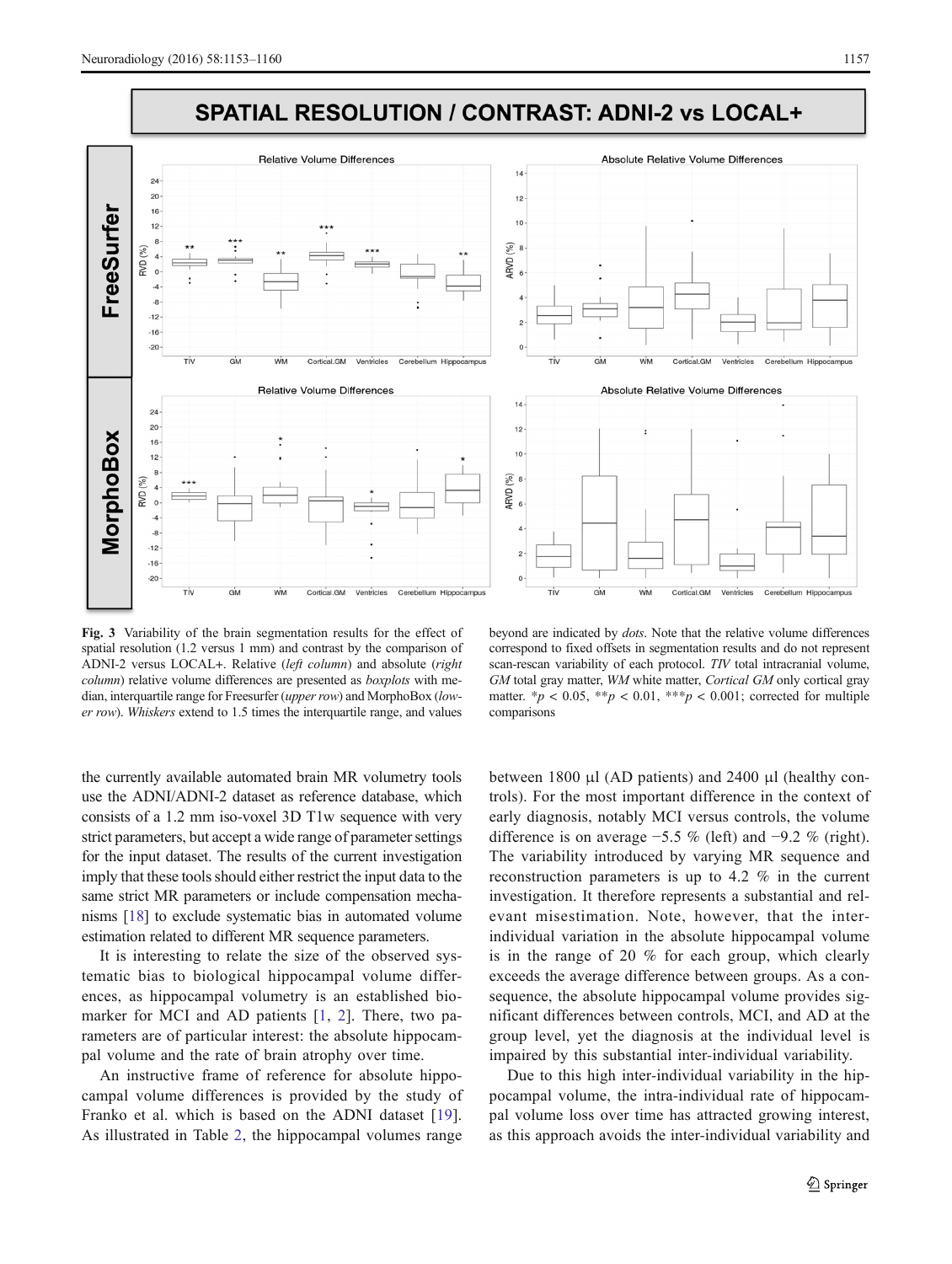Fig. 3 Variability of the brain segmentation results for the effect of spatial resolution (1.2 versus 1 mm) and contrast by the comparison of ADNI-2 versus LOCAL+. Relative (*left column*) and absolute (*right column*) relative volume differences are presented as *boxplots* with median, interquartile range for Freesurfer (*upper row*) and MorphoBox (*lower row*). *Whiskers* extend to 1.5 times the interquartile range, and values beyond are indicated by *dots*. Note that the relative volume differences correspond to fixed offsets in segmentation results and do not represent scan-rescan variability of each protocol. *TIV* total intracranial volume, *GM* total gray matter, *WM* white matter, *Cortical GM* only cortical gray matter. \*$p < 0.05$, \*\*$p < 0.01$, \*\*\*$p < 0.001$; corrected for multiple comparisons

the currently available automated brain MR volumetry tools use the ADNI/ADNI-2 dataset as reference database, which consists of a 1.2 mm iso-voxel 3D T1w sequence with very strict parameters, but accept a wide range of parameter settings for the input dataset. The results of the current investigation imply that these tools should either restrict the input data to the same strict MR parameters or include compensation mechanisms [18] to exclude systematic bias in automated volume estimation related to different MR sequence parameters.

It is interesting to relate the size of the observed systematic bias to biological hippocampal volume differences, as hippocampal volumetry is an established biomarker for MCI and AD patients [1, 2]. There, two parameters are of particular interest: the absolute hippocampal volume and the rate of brain atrophy over time.

An instructive frame of reference for absolute hippocampal volume differences is provided by the study of Franko et al. which is based on the ADNI dataset [19]. As illustrated in Table 2, the hippocampal volumes range between 1800 μl (AD patients) and 2400 μl (healthy controls). For the most important difference in the context of early diagnosis, notably MCI versus controls, the volume difference is on average −5.5 % (left) and −9.2 % (right). The variability introduced by varying MR sequence and reconstruction parameters is up to 4.2 % in the current investigation. It therefore represents a substantial and relevant misestimation. Note, however, that the inter-individual variation in the absolute hippocampal volume is in the range of 20 % for each group, which clearly exceeds the average difference between groups. As a consequence, the absolute hippocampal volume provides significant differences between controls, MCI, and AD at the group level, yet the diagnosis at the individual level is impaired by this substantial inter-individual variability.

Due to this high inter-individual variability in the hippocampal volume, the intra-individual rate of hippocampal volume loss over time has attracted growing interest, as this approach avoids the inter-individual variability and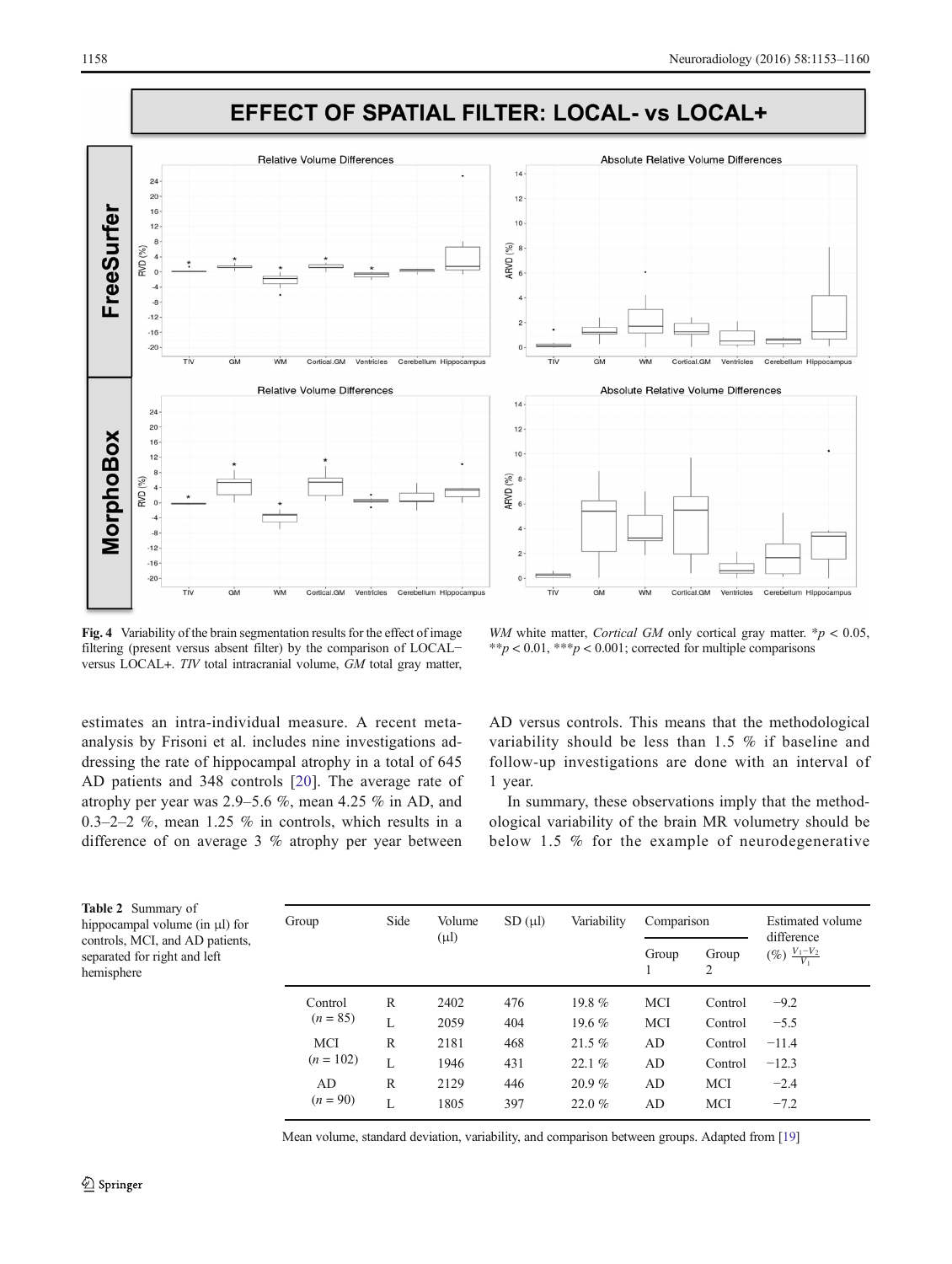Fig. 4 Variability of the brain segmentation results for the effect of image filtering (present versus absent filter) by the comparison of LOCAL− versus LOCAL+. *TIV* total intracranial volume, *GM* total gray matter, *WM* white matter, *Cortical GM* only cortical gray matter. $^{*}p < 0.05$, $^{**}p < 0.01$, $^{***}p < 0.001$; corrected for multiple comparisons

estimates an intra-individual measure. A recent meta-analysis by Frisoni et al. includes nine investigations addressing the rate of hippocampal atrophy in a total of 645 AD patients and 348 controls [20]. The average rate of atrophy per year was 2.9–5.6 %, mean 4.25 % in AD, and 0.3–2–2 %, mean 1.25 % in controls, which results in a difference of on average 3 % atrophy per year between AD versus controls. This means that the methodological variability should be less than 1.5 % if baseline and follow-up investigations are done with an interval of 1 year.

In summary, these observations imply that the methodological variability of the brain MR volumetry should be below 1.5 % for the example of neurodegenerative

**Table 2** Summary of hippocampal volume (in μl) for controls, MCI, and AD patients, separated for right and left hemisphere

| Group | Side | Volume (μl) | SD (μl) | Variability | Comparison | | Estimated volume difference (%) $\frac{V_1-V_2}{V_1}$ |
|---|---|---|---|---|---|---|---|
| | | | | | Group 1 | Group 2 | |
| Control ($n$ = 85) | R | 2402 | 476 | 19.8 % | MCI | Control | −9.2 |
| | L | 2059 | 404 | 19.6 % | MCI | Control | −5.5 |
| MCI ($n$ = 102) | R | 2181 | 468 | 21.5 % | AD | Control | −11.4 |
| | L | 1946 | 431 | 22.1 % | AD | Control | −12.3 |
| AD ($n$ = 90) | R | 2129 | 446 | 20.9 % | AD | MCI | −2.4 |
| | L | 1805 | 397 | 22.0 % | AD | MCI | −7.2 |

Mean volume, standard deviation, variability, and comparison between groups. Adapted from [19]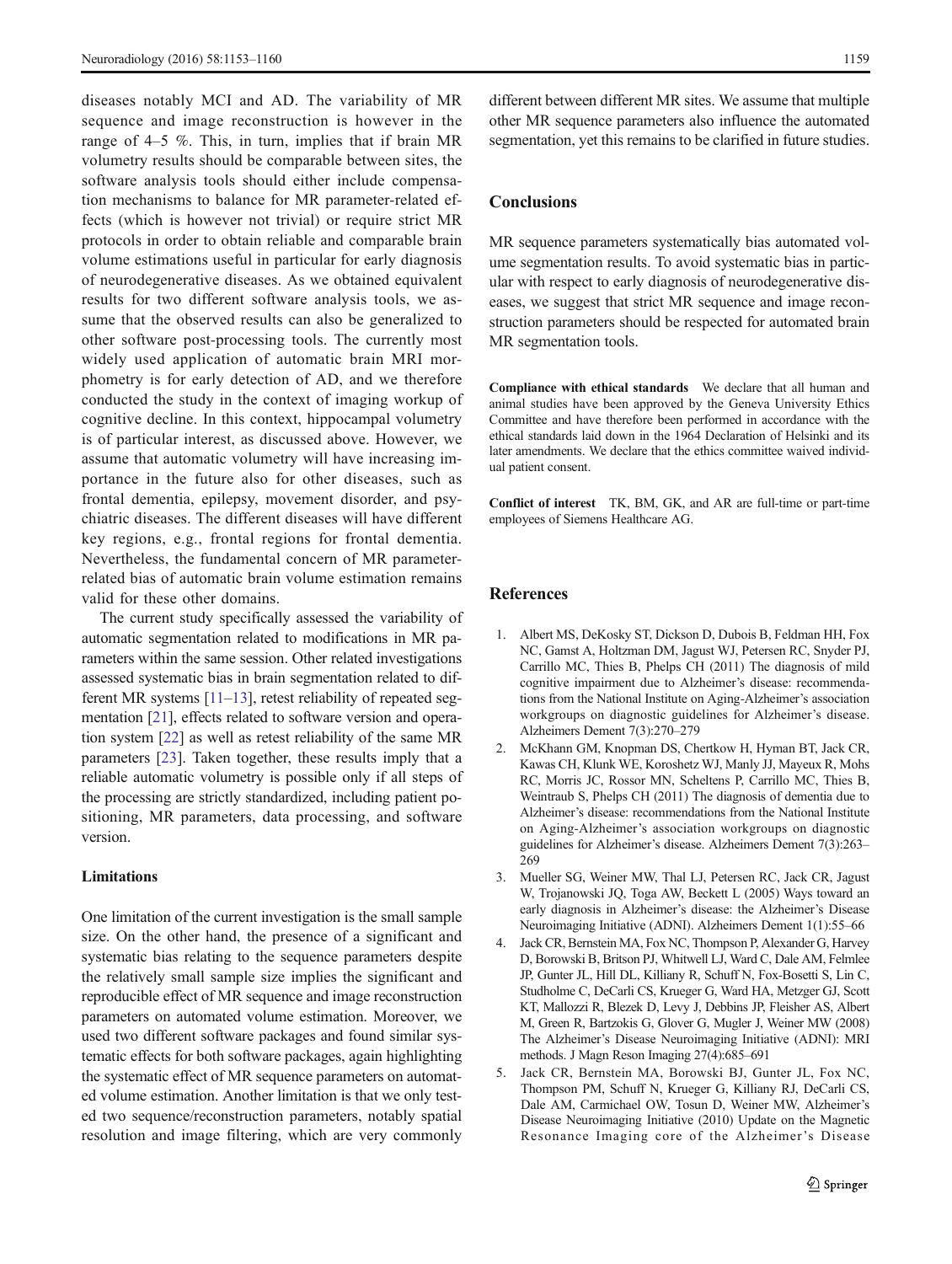diseases notably MCI and AD. The variability of MR sequence and image reconstruction is however in the range of 4–5 %. This, in turn, implies that if brain MR volumetry results should be comparable between sites, the software analysis tools should either include compensation mechanisms to balance for MR parameter-related effects (which is however not trivial) or require strict MR protocols in order to obtain reliable and comparable brain volume estimations useful in particular for early diagnosis of neurodegenerative diseases. As we obtained equivalent results for two different software analysis tools, we assume that the observed results can also be generalized to other software post-processing tools. The currently most widely used application of automatic brain MRI morphometry is for early detection of AD, and we therefore conducted the study in the context of imaging workup of cognitive decline. In this context, hippocampal volumetry is of particular interest, as discussed above. However, we assume that automatic volumetry will have increasing importance in the future also for other diseases, such as frontal dementia, epilepsy, movement disorder, and psychiatric diseases. The different diseases will have different key regions, e.g., frontal regions for frontal dementia. Nevertheless, the fundamental concern of MR parameter-related bias of automatic brain volume estimation remains valid for these other domains.

The current study specifically assessed the variability of automatic segmentation related to modifications in MR parameters within the same session. Other related investigations assessed systematic bias in brain segmentation related to different MR systems [11–13], retest reliability of repeated segmentation [21], effects related to software version and operation system [22] as well as retest reliability of the same MR parameters [23]. Taken together, these results imply that a reliable automatic volumetry is possible only if all steps of the processing are strictly standardized, including patient positioning, MR parameters, data processing, and software version.

### Limitations

One limitation of the current investigation is the small sample size. On the other hand, the presence of a significant and systematic bias relating to the sequence parameters despite the relatively small sample size implies the significant and reproducible effect of MR sequence and image reconstruction parameters on automated volume estimation. Moreover, we used two different software packages and found similar systematic effects for both software packages, again highlighting the systematic effect of MR sequence parameters on automated volume estimation. Another limitation is that we only tested two sequence/reconstruction parameters, notably spatial resolution and image filtering, which are very commonly different between different MR sites. We assume that multiple other MR sequence parameters also influence the automated segmentation, yet this remains to be clarified in future studies.

## Conclusions

MR sequence parameters systematically bias automated volume segmentation results. To avoid systematic bias in particular with respect to early diagnosis of neurodegenerative diseases, we suggest that strict MR sequence and image reconstruction parameters should be respected for automated brain MR segmentation tools.

**Compliance with ethical standards** We declare that all human and animal studies have been approved by the Geneva University Ethics Committee and have therefore been performed in accordance with the ethical standards laid down in the 1964 Declaration of Helsinki and its later amendments. We declare that the ethics committee waived individual patient consent.

**Conflict of interest** TK, BM, GK, and AR are full-time or part-time employees of Siemens Healthcare AG.

## References

1. Albert MS, DeKosky ST, Dickson D, Dubois B, Feldman HH, Fox NC, Gamst A, Holtzman DM, Jagust WJ, Petersen RC, Snyder PJ, Carrillo MC, Thies B, Phelps CH (2011) The diagnosis of mild cognitive impairment due to Alzheimer's disease: recommendations from the National Institute on Aging-Alzheimer's association workgroups on diagnostic guidelines for Alzheimer's disease. Alzheimers Dement 7(3):270–279
2. McKhann GM, Knopman DS, Chertkow H, Hyman BT, Jack CR, Kawas CH, Klunk WE, Koroshetz WJ, Manly JJ, Mayeux R, Mohs RC, Morris JC, Rossor MN, Scheltens P, Carrillo MC, Thies B, Weintraub S, Phelps CH (2011) The diagnosis of dementia due to Alzheimer's disease: recommendations from the National Institute on Aging-Alzheimer's association workgroups on diagnostic guidelines for Alzheimer's disease. Alzheimers Dement 7(3):263–269
3. Mueller SG, Weiner MW, Thal LJ, Petersen RC, Jack CR, Jagust W, Trojanowski JQ, Toga AW, Beckett L (2005) Ways toward an early diagnosis in Alzheimer's disease: the Alzheimer's Disease Neuroimaging Initiative (ADNI). Alzheimers Dement 1(1):55–66
4. Jack CR, Bernstein MA, Fox NC, Thompson P, Alexander G, Harvey D, Borowski B, Britson PJ, Whitwell LJ, Ward C, Dale AM, Felmlee JP, Gunter JL, Hill DL, Killiany R, Schuff N, Fox-Bosetti S, Lin C, Studholme C, DeCarli CS, Krueger G, Ward HA, Metzger GJ, Scott KT, Mallozzi R, Blezek D, Levy J, Debbins JP, Fleisher AS, Albert M, Green R, Bartzokis G, Glover G, Mugler J, Weiner MW (2008) The Alzheimer's Disease Neuroimaging Initiative (ADNI): MRI methods. J Magn Reson Imaging 27(4):685–691
5. Jack CR, Bernstein MA, Borowski BJ, Gunter JL, Fox NC, Thompson PM, Schuff N, Krueger G, Killiany RJ, DeCarli CS, Dale AM, Carmichael OW, Tosun D, Weiner MW, Alzheimer's Disease Neuroimaging Initiative (2010) Update on the Magnetic Resonance Imaging core of the Alzheimer's Disease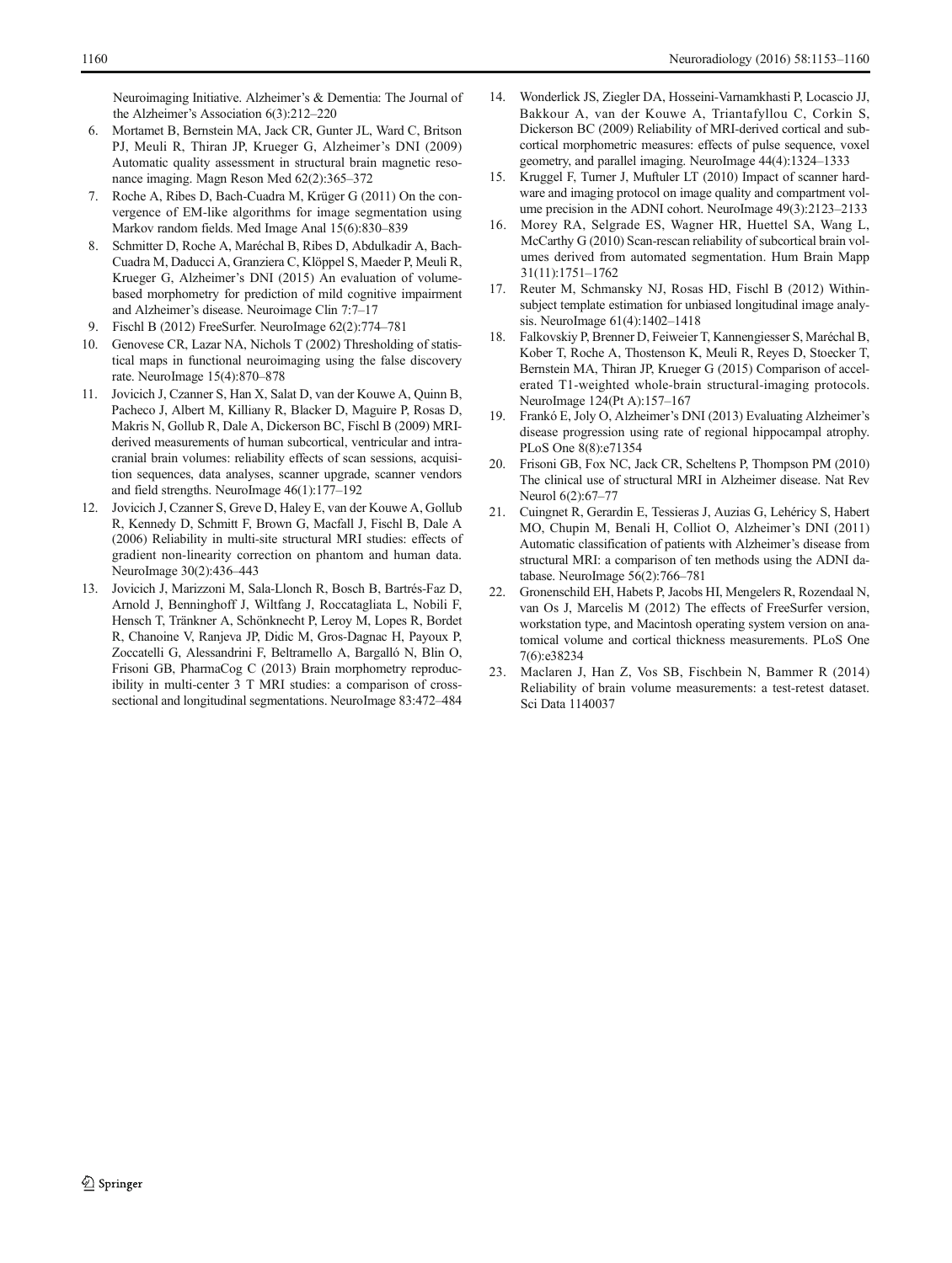Neuroimaging Initiative. Alzheimer's & Dementia: The Journal of the Alzheimer's Association 6(3):212–220

6. Mortamet B, Bernstein MA, Jack CR, Gunter JL, Ward C, Britson PJ, Meuli R, Thiran JP, Krueger G, Alzheimer's DNI (2009) Automatic quality assessment in structural brain magnetic resonance imaging. Magn Reson Med 62(2):365–372
7. Roche A, Ribes D, Bach-Cuadra M, Krüger G (2011) On the convergence of EM-like algorithms for image segmentation using Markov random fields. Med Image Anal 15(6):830–839
8. Schmitter D, Roche A, Maréchal B, Ribes D, Abdulkadir A, Bach-Cuadra M, Daducci A, Granziera C, Klöppel S, Maeder P, Meuli R, Krueger G, Alzheimer's DNI (2015) An evaluation of volume-based morphometry for prediction of mild cognitive impairment and Alzheimer's disease. Neuroimage Clin 7:7–17
9. Fischl B (2012) FreeSurfer. NeuroImage 62(2):774–781
10. Genovese CR, Lazar NA, Nichols T (2002) Thresholding of statistical maps in functional neuroimaging using the false discovery rate. NeuroImage 15(4):870–878
11. Jovicich J, Czanner S, Han X, Salat D, van der Kouwe A, Quinn B, Pacheco J, Albert M, Killiany R, Blacker D, Maguire P, Rosas D, Makris N, Gollub R, Dale A, Dickerson BC, Fischl B (2009) MRI-derived measurements of human subcortical, ventricular and intracranial brain volumes: reliability effects of scan sessions, acquisition sequences, data analyses, scanner upgrade, scanner vendors and field strengths. NeuroImage 46(1):177–192
12. Jovicich J, Czanner S, Greve D, Haley E, van der Kouwe A, Gollub R, Kennedy D, Schmitt F, Brown G, Macfall J, Fischl B, Dale A (2006) Reliability in multi-site structural MRI studies: effects of gradient non-linearity correction on phantom and human data. NeuroImage 30(2):436–443
13. Jovicich J, Marizzoni M, Sala-Llonch R, Bosch B, Bartrés-Faz D, Arnold J, Benninghoff J, Wiltfang J, Roccatagliata L, Nobili F, Hensch T, Tränkner A, Schönknecht P, Leroy M, Lopes R, Bordet R, Chanoine V, Ranjeva JP, Didic M, Gros-Dagnac H, Payoux P, Zoccatelli G, Alessandrini F, Beltramello A, Bargalló N, Blin O, Frisoni GB, PharmaCog C (2013) Brain morphometry reproducibility in multi-center 3 T MRI studies: a comparison of cross-sectional and longitudinal segmentations. NeuroImage 83:472–484
14. Wonderlick JS, Ziegler DA, Hosseini-Varnamkhasti P, Locascio JJ, Bakkour A, van der Kouwe A, Triantafyllou C, Corkin S, Dickerson BC (2009) Reliability of MRI-derived cortical and subcortical morphometric measures: effects of pulse sequence, voxel geometry, and parallel imaging. NeuroImage 44(4):1324–1333
15. Kruggel F, Turner J, Muftuler LT (2010) Impact of scanner hardware and imaging protocol on image quality and compartment volume precision in the ADNI cohort. NeuroImage 49(3):2123–2133
16. Morey RA, Selgrade ES, Wagner HR, Huettel SA, Wang L, McCarthy G (2010) Scan-rescan reliability of subcortical brain volumes derived from automated segmentation. Hum Brain Mapp 31(11):1751–1762
17. Reuter M, Schmansky NJ, Rosas HD, Fischl B (2012) Within-subject template estimation for unbiased longitudinal image analysis. NeuroImage 61(4):1402–1418
18. Falkovskiy P, Brenner D, Feiweier T, Kannengiesser S, Maréchal B, Kober T, Roche A, Thostenson K, Meuli R, Reyes D, Stoecker T, Bernstein MA, Thiran JP, Krueger G (2015) Comparison of accelerated T1-weighted whole-brain structural-imaging protocols. NeuroImage 124(Pt A):157–167
19. Frankó E, Joly O, Alzheimer's DNI (2013) Evaluating Alzheimer's disease progression using rate of regional hippocampal atrophy. PLoS One 8(8):e71354
20. Frisoni GB, Fox NC, Jack CR, Scheltens P, Thompson PM (2010) The clinical use of structural MRI in Alzheimer disease. Nat Rev Neurol 6(2):67–77
21. Cuingnet R, Gerardin E, Tessieras J, Auzias G, Lehéricy S, Habert MO, Chupin M, Benali H, Colliot O, Alzheimer's DNI (2011) Automatic classification of patients with Alzheimer's disease from structural MRI: a comparison of ten methods using the ADNI database. NeuroImage 56(2):766–781
22. Gronenschild EH, Habets P, Jacobs HI, Mengelers R, Rozendaal N, van Os J, Marcelis M (2012) The effects of FreeSurfer version, workstation type, and Macintosh operating system version on anatomical volume and cortical thickness measurements. PLoS One 7(6):e38234
23. Maclaren J, Han Z, Vos SB, Fischbein N, Bammer R (2014) Reliability of brain volume measurements: a test-retest dataset. Sci Data 1140037